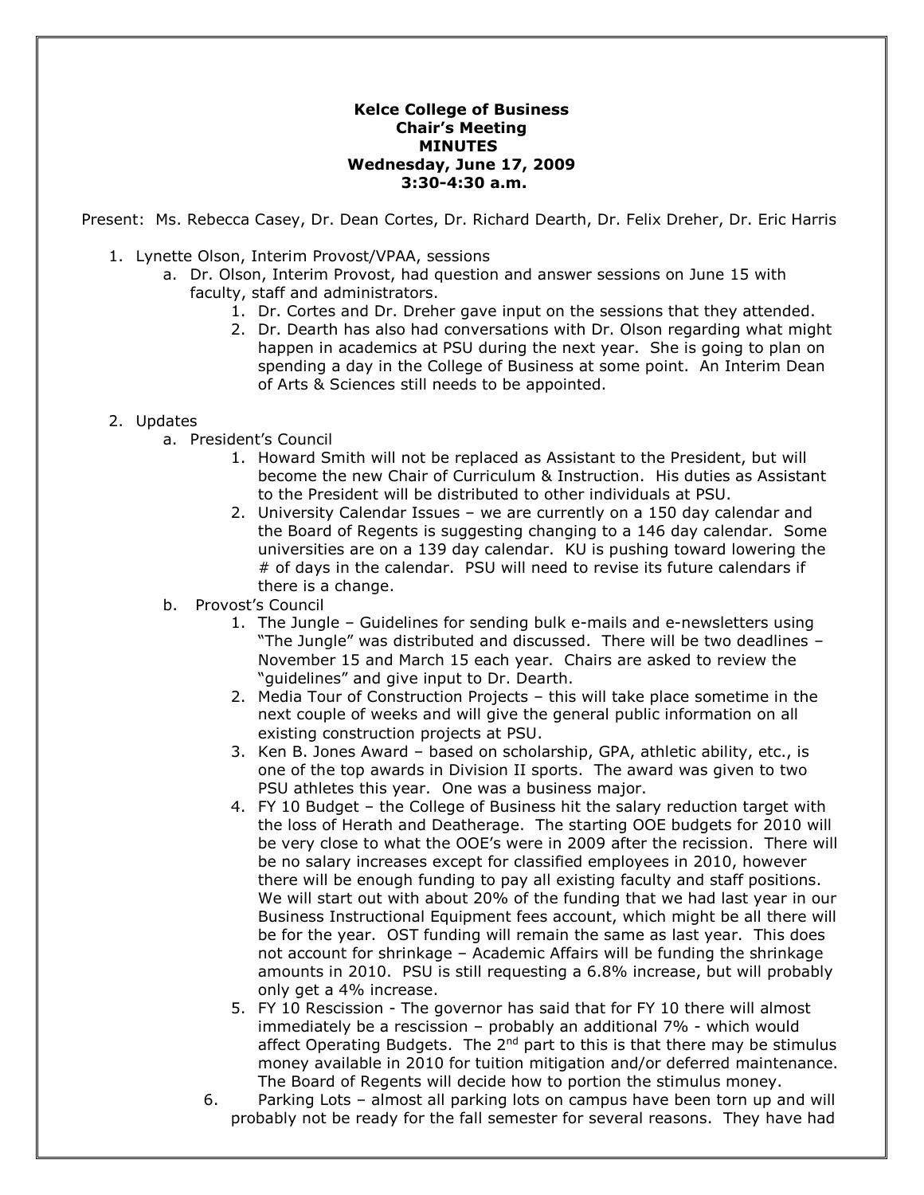**Kelce College of Business**
**Chair's Meeting**
**MINUTES**
**Wednesday, June 17, 2009**
**3:30-4:30 a.m.**

Present: Ms. Rebecca Casey, Dr. Dean Cortes, Dr. Richard Dearth, Dr. Felix Dreher, Dr. Eric Harris

1. Lynette Olson, Interim Provost/VPAA, sessions
   a. Dr. Olson, Interim Provost, had question and answer sessions on June 15 with faculty, staff and administrators.
      1. Dr. Cortes and Dr. Dreher gave input on the sessions that they attended.
      2. Dr. Dearth has also had conversations with Dr. Olson regarding what might happen in academics at PSU during the next year. She is going to plan on spending a day in the College of Business at some point. An Interim Dean of Arts & Sciences still needs to be appointed.

2. Updates
   a. President's Council
      1. Howard Smith will not be replaced as Assistant to the President, but will become the new Chair of Curriculum & Instruction. His duties as Assistant to the President will be distributed to other individuals at PSU.
      2. University Calendar Issues – we are currently on a 150 day calendar and the Board of Regents is suggesting changing to a 146 day calendar. Some universities are on a 139 day calendar. KU is pushing toward lowering the # of days in the calendar. PSU will need to revise its future calendars if there is a change.
   b. Provost's Council
      1. The Jungle – Guidelines for sending bulk e-mails and e-newsletters using "The Jungle" was distributed and discussed. There will be two deadlines – November 15 and March 15 each year. Chairs are asked to review the "guidelines" and give input to Dr. Dearth.
      2. Media Tour of Construction Projects – this will take place sometime in the next couple of weeks and will give the general public information on all existing construction projects at PSU.
      3. Ken B. Jones Award – based on scholarship, GPA, athletic ability, etc., is one of the top awards in Division II sports. The award was given to two PSU athletes this year. One was a business major.
      4. FY 10 Budget – the College of Business hit the salary reduction target with the loss of Herath and Deatherage. The starting OOE budgets for 2010 will be very close to what the OOE's were in 2009 after the recission. There will be no salary increases except for classified employees in 2010, however there will be enough funding to pay all existing faculty and staff positions. We will start out with about 20% of the funding that we had last year in our Business Instructional Equipment fees account, which might be all there will be for the year. OST funding will remain the same as last year. This does not account for shrinkage – Academic Affairs will be funding the shrinkage amounts in 2010. PSU is still requesting a 6.8% increase, but will probably only get a 4% increase.
      5. FY 10 Rescission - The governor has said that for FY 10 there will almost immediately be a rescission – probably an additional 7% - which would affect Operating Budgets. The 2nd part to this is that there may be stimulus money available in 2010 for tuition mitigation and/or deferred maintenance. The Board of Regents will decide how to portion the stimulus money.
      6. Parking Lots – almost all parking lots on campus have been torn up and will probably not be ready for the fall semester for several reasons. They have had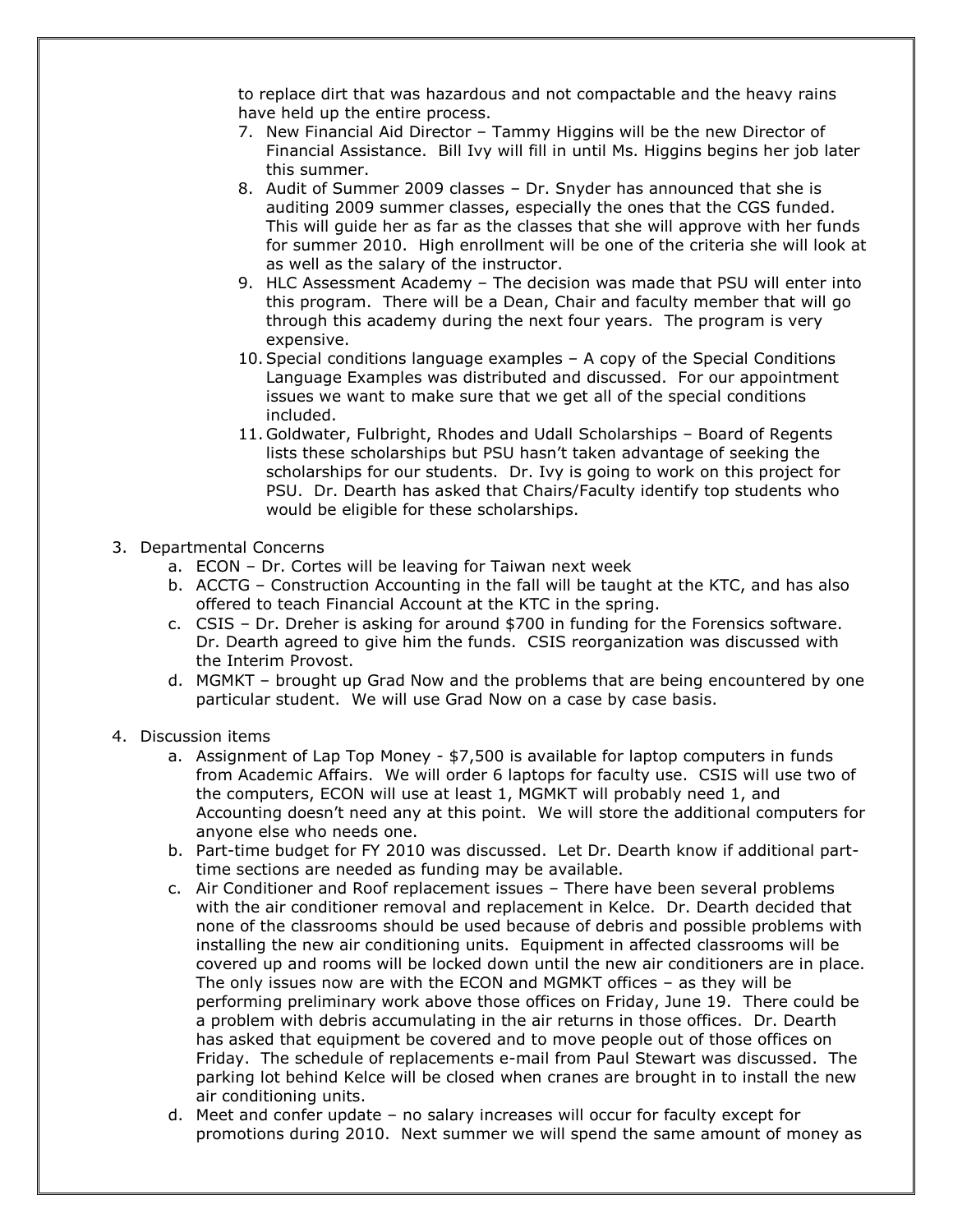to replace dirt that was hazardous and not compactable and the heavy rains have held up the entire process.

7. New Financial Aid Director – Tammy Higgins will be the new Director of Financial Assistance. Bill Ivy will fill in until Ms. Higgins begins her job later this summer.
8. Audit of Summer 2009 classes – Dr. Snyder has announced that she is auditing 2009 summer classes, especially the ones that the CGS funded. This will guide her as far as the classes that she will approve with her funds for summer 2010. High enrollment will be one of the criteria she will look at as well as the salary of the instructor.
9. HLC Assessment Academy – The decision was made that PSU will enter into this program. There will be a Dean, Chair and faculty member that will go through this academy during the next four years. The program is very expensive.
10. Special conditions language examples – A copy of the Special Conditions Language Examples was distributed and discussed. For our appointment issues we want to make sure that we get all of the special conditions included.
11. Goldwater, Fulbright, Rhodes and Udall Scholarships – Board of Regents lists these scholarships but PSU hasn't taken advantage of seeking the scholarships for our students. Dr. Ivy is going to work on this project for PSU. Dr. Dearth has asked that Chairs/Faculty identify top students who would be eligible for these scholarships.

3. Departmental Concerns
   a. ECON – Dr. Cortes will be leaving for Taiwan next week
   b. ACCTG – Construction Accounting in the fall will be taught at the KTC, and has also offered to teach Financial Account at the KTC in the spring.
   c. CSIS – Dr. Dreher is asking for around $700 in funding for the Forensics software. Dr. Dearth agreed to give him the funds. CSIS reorganization was discussed with the Interim Provost.
   d. MGMKT – brought up Grad Now and the problems that are being encountered by one particular student. We will use Grad Now on a case by case basis.

4. Discussion items
   a. Assignment of Lap Top Money - $7,500 is available for laptop computers in funds from Academic Affairs. We will order 6 laptops for faculty use. CSIS will use two of the computers, ECON will use at least 1, MGMKT will probably need 1, and Accounting doesn't need any at this point. We will store the additional computers for anyone else who needs one.
   b. Part-time budget for FY 2010 was discussed. Let Dr. Dearth know if additional part-time sections are needed as funding may be available.
   c. Air Conditioner and Roof replacement issues – There have been several problems with the air conditioner removal and replacement in Kelce. Dr. Dearth decided that none of the classrooms should be used because of debris and possible problems with installing the new air conditioning units. Equipment in affected classrooms will be covered up and rooms will be locked down until the new air conditioners are in place. The only issues now are with the ECON and MGMKT offices – as they will be performing preliminary work above those offices on Friday, June 19. There could be a problem with debris accumulating in the air returns in those offices. Dr. Dearth has asked that equipment be covered and to move people out of those offices on Friday. The schedule of replacements e-mail from Paul Stewart was discussed. The parking lot behind Kelce will be closed when cranes are brought in to install the new air conditioning units.
   d. Meet and confer update – no salary increases will occur for faculty except for promotions during 2010. Next summer we will spend the same amount of money as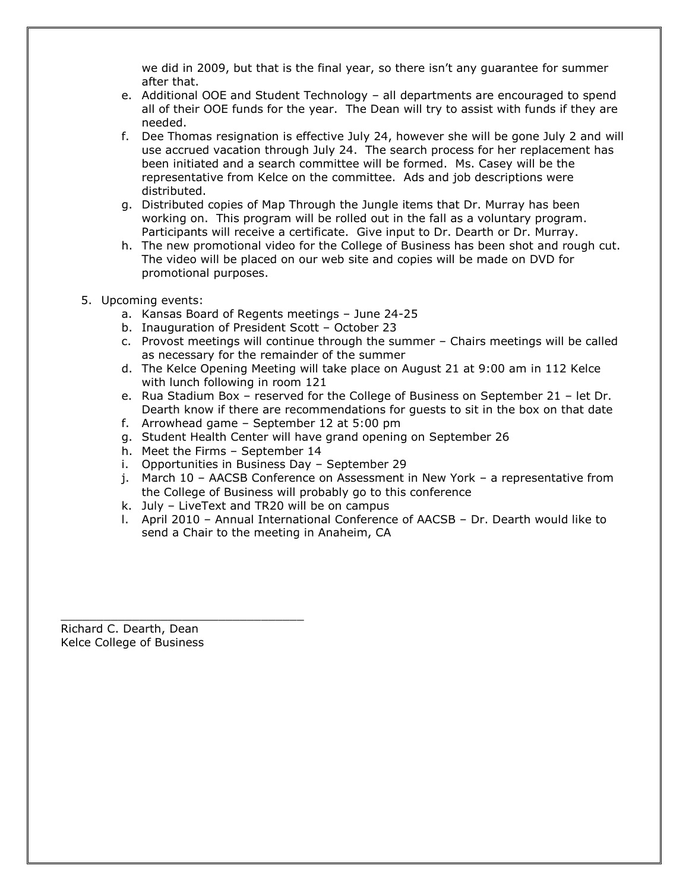we did in 2009, but that is the final year, so there isn't any guarantee for summer after that.

   e. Additional OOE and Student Technology – all departments are encouraged to spend all of their OOE funds for the year. The Dean will try to assist with funds if they are needed.
   f. Dee Thomas resignation is effective July 24, however she will be gone July 2 and will use accrued vacation through July 24. The search process for her replacement has been initiated and a search committee will be formed. Ms. Casey will be the representative from Kelce on the committee. Ads and job descriptions were distributed.
   g. Distributed copies of Map Through the Jungle items that Dr. Murray has been working on. This program will be rolled out in the fall as a voluntary program. Participants will receive a certificate. Give input to Dr. Dearth or Dr. Murray.
   h. The new promotional video for the College of Business has been shot and rough cut. The video will be placed on our web site and copies will be made on DVD for promotional purposes.

5. Upcoming events:
   a. Kansas Board of Regents meetings – June 24-25
   b. Inauguration of President Scott – October 23
   c. Provost meetings will continue through the summer – Chairs meetings will be called as necessary for the remainder of the summer
   d. The Kelce Opening Meeting will take place on August 21 at 9:00 am in 112 Kelce with lunch following in room 121
   e. Rua Stadium Box – reserved for the College of Business on September 21 – let Dr. Dearth know if there are recommendations for guests to sit in the box on that date
   f. Arrowhead game – September 12 at 5:00 pm
   g. Student Health Center will have grand opening on September 26
   h. Meet the Firms – September 14
   i. Opportunities in Business Day – September 29
   j. March 10 – AACSB Conference on Assessment in New York – a representative from the College of Business will probably go to this conference
   k. July – LiveText and TR20 will be on campus
   l. April 2010 – Annual International Conference of AACSB – Dr. Dearth would like to send a Chair to the meeting in Anaheim, CA

\_\_\_\_\_\_\_\_\_\_\_\_\_\_\_\_\_\_\_\_\_\_\_\_\_\_\_\_\_\_\_\_\_\_\_

Richard C. Dearth, Dean
Kelce College of Business